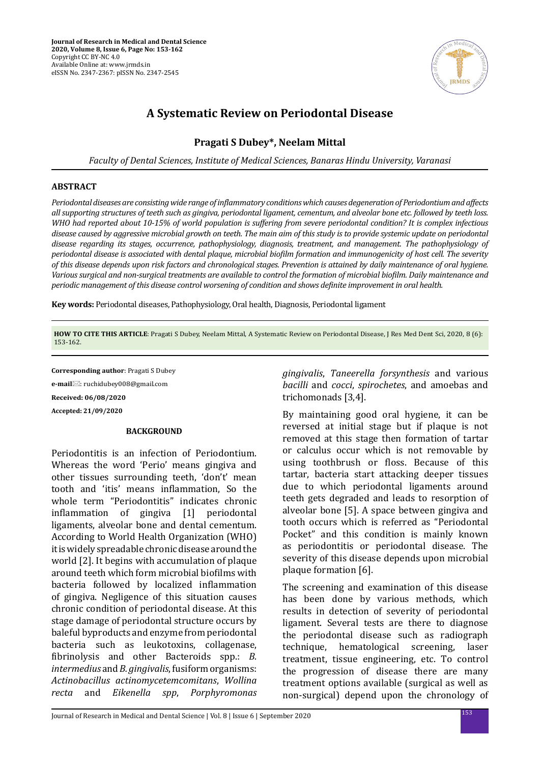# A Systematic Review on Periodontal Disease

**Pragati S Dubey\*, Neelam Mittal**

*Faculty of Dental Sciences, Institute of Medical Sciences, Banaras Hindu University, Varanasi*

## ABSTRACT

*Periodontal diseases are consisting wide range of inflammatory conditions which causes degeneration of Periodontium and affects all supporting structures of teeth such as gingiva, periodontal ligament, cementum, and alveolar bone etc. followed by teeth loss. WHO had reported about 10-15% of world population is suffering from severe periodontal condition? It is complex infectious disease caused by aggressive microbial growth on teeth. The main aim of this study is to provide systemic update on periodontal disease regarding its stages, occurrence, pathophysiology, diagnosis, treatment, and management. The pathophysiology of periodontal disease is associated with dental plaque, microbial biofilm formation and immunogenicity of host cell. The severity of this disease depends upon risk factors and chronological stages. Prevention is attained by daily maintenance of oral hygiene. Various surgical and non-surgical treatments are available to control the formation of microbial biofilm. Daily maintenance and periodic management of this disease control worsening of condition and shows definite improvement in oral health.*

**Key words:** Periodontal diseases, Pathophysiology, Oral health, Diagnosis, Periodontal ligament

**HOW TO CITE THIS ARTICLE**: Pragati S Dubey, Neelam Mittal, A Systematic Review on Periodontal Disease, J Res Med Dent Sci, 2020, 8 (6): 153-162.

**Corresponding author**: Pragati S Dubey

**e-mail**: ruchidubey008@gmail.com

**Received: 06/08/2020**

**Accepted: 21/09/2020**

## BACKGROUND

Periodontitis is an infection of Periodontium. Whereas the word 'Perio' means gingiva and other tissues surrounding teeth, 'don't' mean tooth and 'itis' means inflammation, So the whole term "Periodontitis" indicates chronic inflammation of gingiva [1] periodontal ligaments, alveolar bone and dental cementum. According to World Health Organization (WHO) it is widely spreadable chronic disease around the world [2]. It begins with accumulation of plaque around teeth which form microbial biofilms with bacteria followed by localized inflammation of gingiva. Negligence of this situation causes chronic condition of periodontal disease. At this stage damage of periodontal structure occurs by baleful byproducts and enzyme from periodontal bacteria such as leukotoxins, collagenase, fibrinolysis and other Bacteroids spp.: *B. intermedius* and *B. gingivalis*, fusiform organisms: *Actinobacillus actinomycetemcomitans*, *Wollina recta* and *Eikenella spp*, *Porphyromonas gingivalis*, *Taneerella forsynthesis* and various *bacilli* and *cocci*, *spirochetes*, and amoebas and trichomonads [3,4].

By maintaining good oral hygiene, it can be reversed at initial stage but if plaque is not removed at this stage then formation of tartar or calculus occur which is not removable by using toothbrush or floss. Because of this tartar, bacteria start attacking deeper tissues due to which periodontal ligaments around teeth gets degraded and leads to resorption of alveolar bone [5]. A space between gingiva and tooth occurs which is referred as "Periodontal Pocket" and this condition is mainly known as periodontitis or periodontal disease. The severity of this disease depends upon microbial plaque formation [6].

The screening and examination of this disease has been done by various methods, which results in detection of severity of periodontal ligament. Several tests are there to diagnose the periodontal disease such as radiograph technique, hematological screening, laser treatment, tissue engineering, etc. To control the progression of disease there are many treatment options available (surgical as well as non-surgical) depend upon the chronology of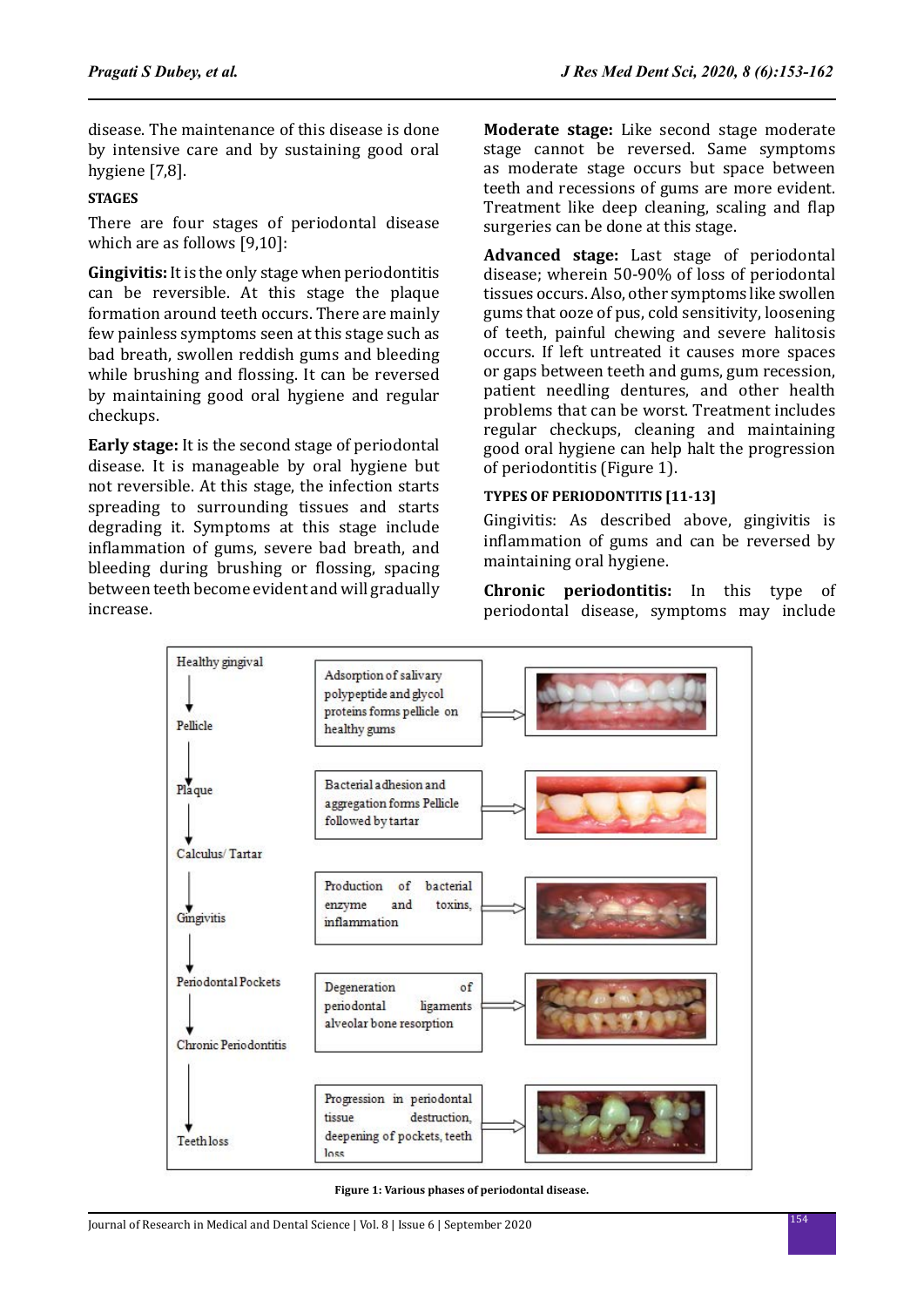disease. The maintenance of this disease is done by intensive care and by sustaining good oral hygiene [7,8].

## STAGES

There are four stages of periodontal disease which are as follows [9,10]:

**Gingivitis:** It is the only stage when periodontitis can be reversible. At this stage the plaque formation around teeth occurs. There are mainly few painless symptoms seen at this stage such as bad breath, swollen reddish gums and bleeding while brushing and flossing. It can be reversed by maintaining good oral hygiene and regular checkups.

**Early stage:** It is the second stage of periodontal disease. It is manageable by oral hygiene but not reversible. At this stage, the infection starts spreading to surrounding tissues and starts degrading it. Symptoms at this stage include inflammation of gums, severe bad breath, and bleeding during brushing or flossing, spacing between teeth become evident and will gradually increase.

**Moderate stage:** Like second stage moderate stage cannot be reversed. Same symptoms as moderate stage occurs but space between teeth and recessions of gums are more evident. Treatment like deep cleaning, scaling and flap surgeries can be done at this stage.

**Advanced stage:** Last stage of periodontal disease; wherein 50-90% of loss of periodontal tissues occurs. Also, other symptoms like swollen gums that ooze of pus, cold sensitivity, loosening of teeth, painful chewing and severe halitosis occurs. If left untreated it causes more spaces or gaps between teeth and gums, gum recession, patient needling dentures, and other health problems that can be worst. Treatment includes regular checkups, cleaning and maintaining good oral hygiene can help halt the progression of periodontitis (Figure 1).

## TYPES OF PERIODONTITIS [11-13]

Gingivitis: As described above, gingivitis is inflammation of gums and can be reversed by maintaining oral hygiene.

**Chronic periodontitis:** In this type of periodontal disease, symptoms may include

Healthy gingival → Pellicle: Adsorption of salivary polypeptide and glycol proteins forms pellicle on healthy gums

Plaque → Calculus/ Tartar: Bacterial adhesion and aggregation forms Pellicle followed by tartar

Gingivitis: Production of bacterial enzyme and toxins, inflammation

Periodontal Pockets → Chronic Periodontitis: Degeneration of periodontal ligaments alveolar bone resorption

Teeth loss: Progression in periodontal tissue destruction, deepening of pockets, teeth loss

**Figure 1: Various phases of periodontal disease.**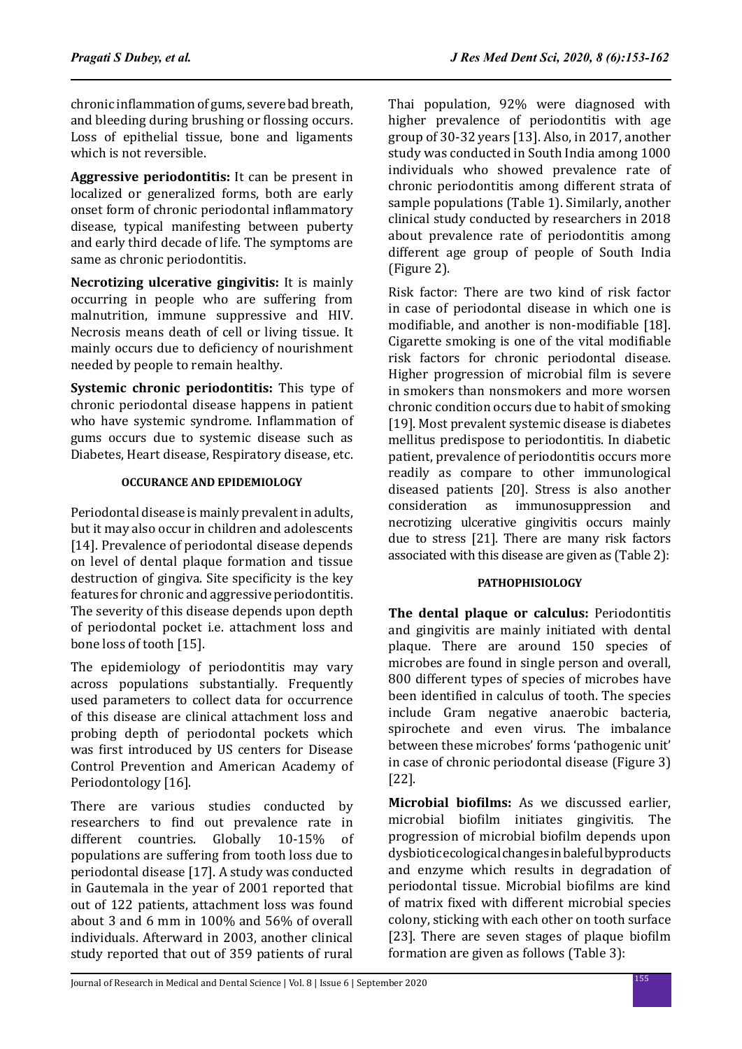chronic inflammation of gums, severe bad breath, and bleeding during brushing or flossing occurs. Loss of epithelial tissue, bone and ligaments which is not reversible.

**Aggressive periodontitis:** It can be present in localized or generalized forms, both are early onset form of chronic periodontal inflammatory disease, typical manifesting between puberty and early third decade of life. The symptoms are same as chronic periodontitis.

**Necrotizing ulcerative gingivitis:** It is mainly occurring in people who are suffering from malnutrition, immune suppressive and HIV. Necrosis means death of cell or living tissue. It mainly occurs due to deficiency of nourishment needed by people to remain healthy.

**Systemic chronic periodontitis:** This type of chronic periodontal disease happens in patient who have systemic syndrome. Inflammation of gums occurs due to systemic disease such as Diabetes, Heart disease, Respiratory disease, etc.

#### OCCURANCE AND EPIDEMIOLOGY

Periodontal disease is mainly prevalent in adults, but it may also occur in children and adolescents [14]. Prevalence of periodontal disease depends on level of dental plaque formation and tissue destruction of gingiva. Site specificity is the key features for chronic and aggressive periodontitis. The severity of this disease depends upon depth of periodontal pocket i.e. attachment loss and bone loss of tooth [15].

The epidemiology of periodontitis may vary across populations substantially. Frequently used parameters to collect data for occurrence of this disease are clinical attachment loss and probing depth of periodontal pockets which was first introduced by US centers for Disease Control Prevention and American Academy of Periodontology [16].

There are various studies conducted by researchers to find out prevalence rate in different countries. Globally 10-15% of populations are suffering from tooth loss due to periodontal disease [17]. A study was conducted in Gautemala in the year of 2001 reported that out of 122 patients, attachment loss was found about 3 and 6 mm in 100% and 56% of overall individuals. Afterward in 2003, another clinical study reported that out of 359 patients of rural Thai population, 92% were diagnosed with higher prevalence of periodontitis with age group of 30-32 years [13]. Also, in 2017, another study was conducted in South India among 1000 individuals who showed prevalence rate of chronic periodontitis among different strata of sample populations (Table 1). Similarly, another clinical study conducted by researchers in 2018 about prevalence rate of periodontitis among different age group of people of South India (Figure 2).

Risk factor: There are two kind of risk factor in case of periodontal disease in which one is modifiable, and another is non-modifiable [18]. Cigarette smoking is one of the vital modifiable risk factors for chronic periodontal disease. Higher progression of microbial film is severe in smokers than nonsmokers and more worsen chronic condition occurs due to habit of smoking [19]. Most prevalent systemic disease is diabetes mellitus predispose to periodontitis. In diabetic patient, prevalence of periodontitis occurs more readily as compare to other immunological diseased patients [20]. Stress is also another consideration as immunosuppression and necrotizing ulcerative gingivitis occurs mainly due to stress [21]. There are many risk factors associated with this disease are given as (Table 2):

#### PATHOPHISIOLOGY

**The dental plaque or calculus:** Periodontitis and gingivitis are mainly initiated with dental plaque. There are around 150 species of microbes are found in single person and overall, 800 different types of species of microbes have been identified in calculus of tooth. The species include Gram negative anaerobic bacteria, spirochete and even virus. The imbalance between these microbes' forms 'pathogenic unit' in case of chronic periodontal disease (Figure 3) [22].

**Microbial biofilms:** As we discussed earlier, microbial biofilm initiates gingivitis. The progression of microbial biofilm depends upon dysbiotic ecological changes in baleful byproducts and enzyme which results in degradation of periodontal tissue. Microbial biofilms are kind of matrix fixed with different microbial species colony, sticking with each other on tooth surface [23]. There are seven stages of plaque biofilm formation are given as follows (Table 3):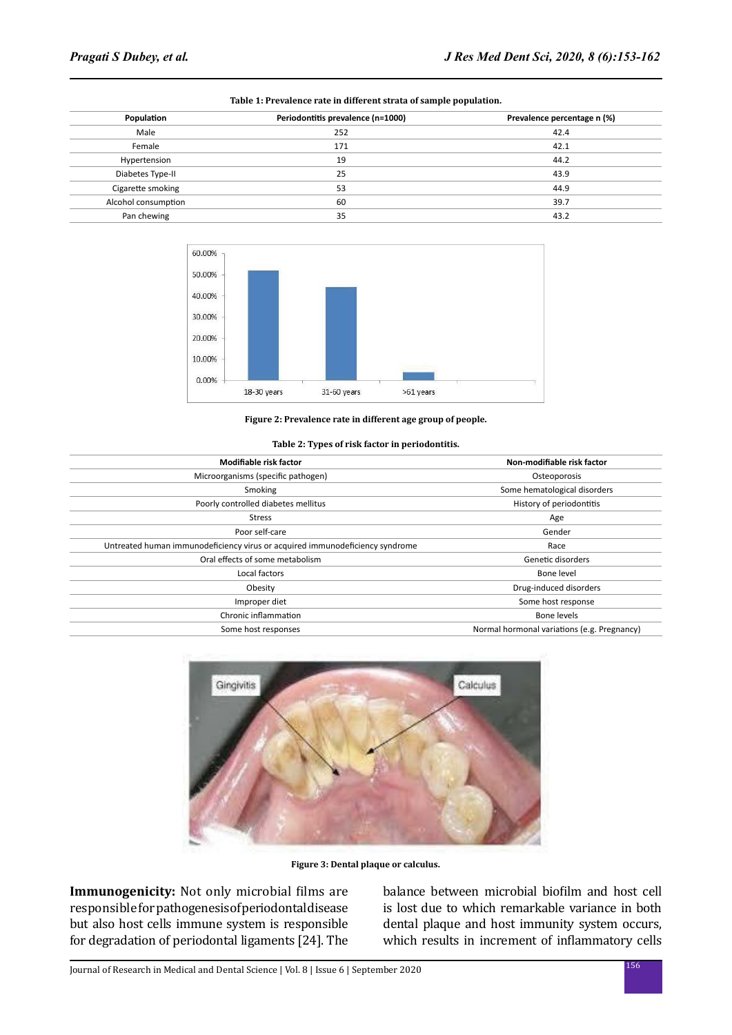**Table 1: Prevalence rate in different strata of sample population.**

| Population | Periodontitis prevalence (n=1000) | Prevalence percentage n (%) |
|---|---|---|
| Male | 252 | 42.4 |
| Female | 171 | 42.1 |
| Hypertension | 19 | 44.2 |
| Diabetes Type-II | 25 | 43.9 |
| Cigarette smoking | 53 | 44.9 |
| Alcohol consumption | 60 | 39.7 |
| Pan chewing | 35 | 43.2 |

**Figure 2: Prevalence rate in different age group of people.**

**Table 2: Types of risk factor in periodontitis.**

| Modifiable risk factor | Non-modifiable risk factor |
|---|---|
| Microorganisms (specific pathogen) | Osteoporosis |
| Smoking | Some hematological disorders |
| Poorly controlled diabetes mellitus | History of periodontitis |
| Stress | Age |
| Poor self-care | Gender |
| Untreated human immunodeficiency virus or acquired immunodeficiency syndrome | Race |
| Oral effects of some metabolism | Genetic disorders |
| Local factors | Bone level |
| Obesity | Drug-induced disorders |
| Improper diet | Some host response |
| Chronic inflammation | Bone levels |
| Some host responses | Normal hormonal variations (e.g. Pregnancy) |

**Figure 3: Dental plaque or calculus.**

**Immunogenicity:** Not only microbial films are responsible for pathogenesis of periodontal disease but also host cells immune system is responsible for degradation of periodontal ligaments [24]. The balance between microbial biofilm and host cell is lost due to which remarkable variance in both dental plaque and host immunity system occurs, which results in increment of inflammatory cells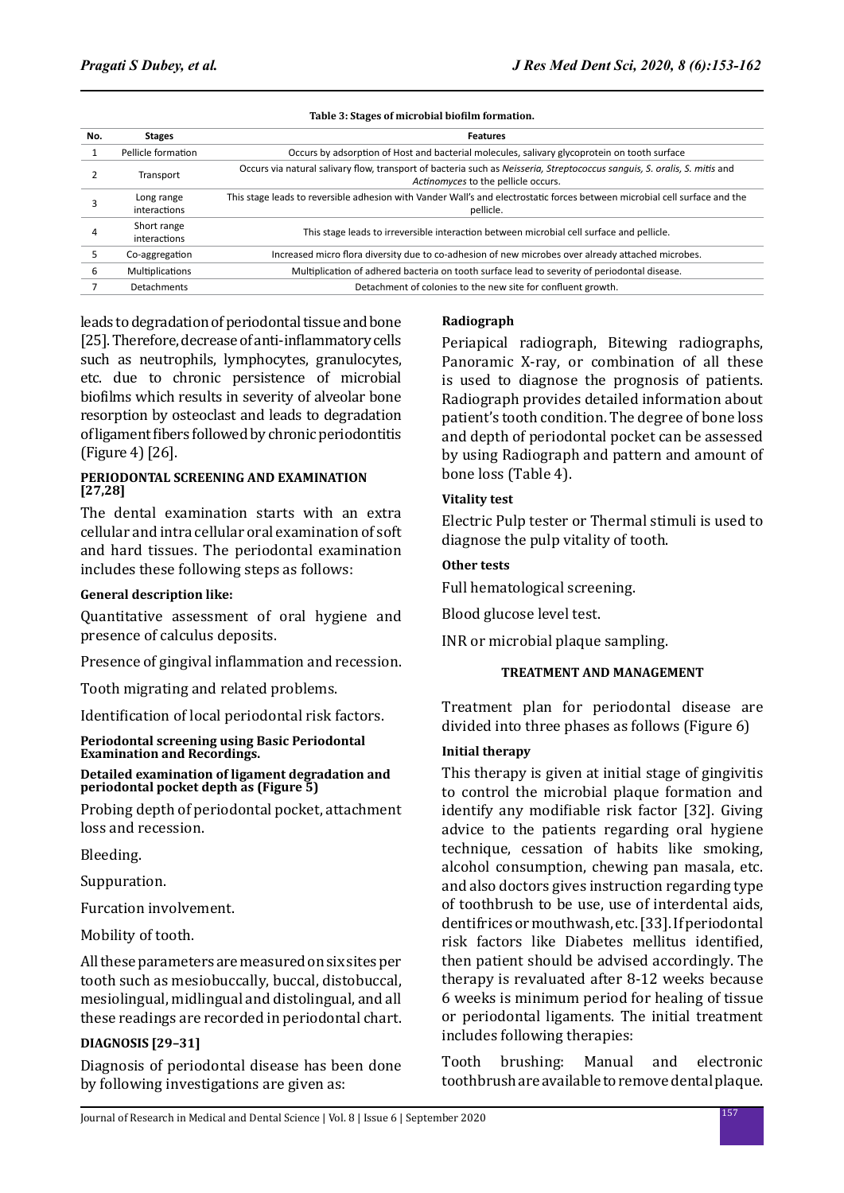**Table 3: Stages of microbial biofilm formation.**

| No. | Stages | Features |
|---|---|---|
| 1 | Pellicle formation | Occurs by adsorption of Host and bacterial molecules, salivary glycoprotein on tooth surface |
| 2 | Transport | Occurs via natural salivary flow, transport of bacteria such as *Neisseria, Streptococcus sanguis, S. oralis, S. mitis* and *Actinomyces* to the pellicle occurs. |
| 3 | Long range interactions | This stage leads to reversible adhesion with Vander Wall's and electrostatic forces between microbial cell surface and the pellicle. |
| 4 | Short range interactions | This stage leads to irreversible interaction between microbial cell surface and pellicle. |
| 5 | Co-aggregation | Increased micro flora diversity due to co-adhesion of new microbes over already attached microbes. |
| 6 | Multiplications | Multiplication of adhered bacteria on tooth surface lead to severity of periodontal disease. |
| 7 | Detachments | Detachment of colonies to the new site for confluent growth. |

leads to degradation of periodontal tissue and bone [25]. Therefore, decrease of anti-inflammatory cells such as neutrophils, lymphocytes, granulocytes, etc. due to chronic persistence of microbial biofilms which results in severity of alveolar bone resorption by osteoclast and leads to degradation of ligament fibers followed by chronic periodontitis (Figure 4) [26].

## PERIODONTAL SCREENING AND EXAMINATION [27,28]

The dental examination starts with an extra cellular and intra cellular oral examination of soft and hard tissues. The periodontal examination includes these following steps as follows:

**General description like:**

Quantitative assessment of oral hygiene and presence of calculus deposits.

Presence of gingival inflammation and recession.

Tooth migrating and related problems.

Identification of local periodontal risk factors.

**Periodontal screening using Basic Periodontal Examination and Recordings.**

**Detailed examination of ligament degradation and periodontal pocket depth as (Figure 5)**

Probing depth of periodontal pocket, attachment loss and recession.

Bleeding.

Suppuration.

Furcation involvement.

Mobility of tooth.

All these parameters are measured on six sites per tooth such as mesiobuccally, buccal, distobuccal, mesiolingual, midlingual and distolingual, and all these readings are recorded in periodontal chart.

## DIAGNOSIS [29–31]

Diagnosis of periodontal disease has been done by following investigations are given as:

**Radiograph**

Periapical radiograph, Bitewing radiographs, Panoramic X-ray, or combination of all these is used to diagnose the prognosis of patients. Radiograph provides detailed information about patient's tooth condition. The degree of bone loss and depth of periodontal pocket can be assessed by using Radiograph and pattern and amount of bone loss (Table 4).

**Vitality test**

Electric Pulp tester or Thermal stimuli is used to diagnose the pulp vitality of tooth.

**Other tests**

Full hematological screening.

Blood glucose level test.

INR or microbial plaque sampling.

## TREATMENT AND MANAGEMENT

Treatment plan for periodontal disease are divided into three phases as follows (Figure 6)

**Initial therapy**

This therapy is given at initial stage of gingivitis to control the microbial plaque formation and identify any modifiable risk factor [32]. Giving advice to the patients regarding oral hygiene technique, cessation of habits like smoking, alcohol consumption, chewing pan masala, etc. and also doctors gives instruction regarding type of toothbrush to be use, use of interdental aids, dentifrices or mouthwash, etc. [33]. If periodontal risk factors like Diabetes mellitus identified, then patient should be advised accordingly. The therapy is revaluated after 8-12 weeks because 6 weeks is minimum period for healing of tissue or periodontal ligaments. The initial treatment includes following therapies:

Tooth brushing: Manual and electronic toothbrush are available to remove dental plaque.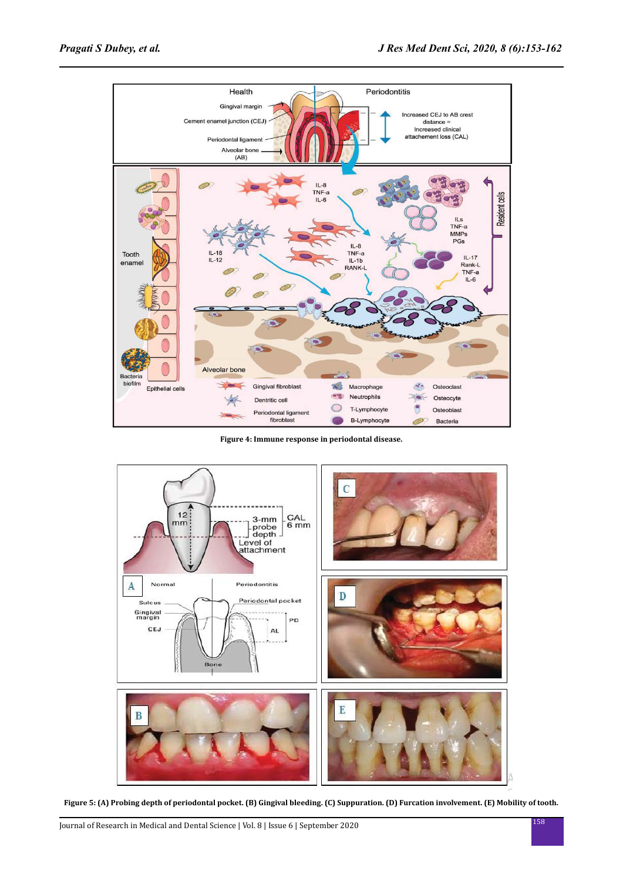**Figure 4: Immune response in periodontal disease.**

**Figure 5: (A) Probing depth of periodontal pocket. (B) Gingival bleeding. (C) Suppuration. (D) Furcation involvement. (E) Mobility of tooth.**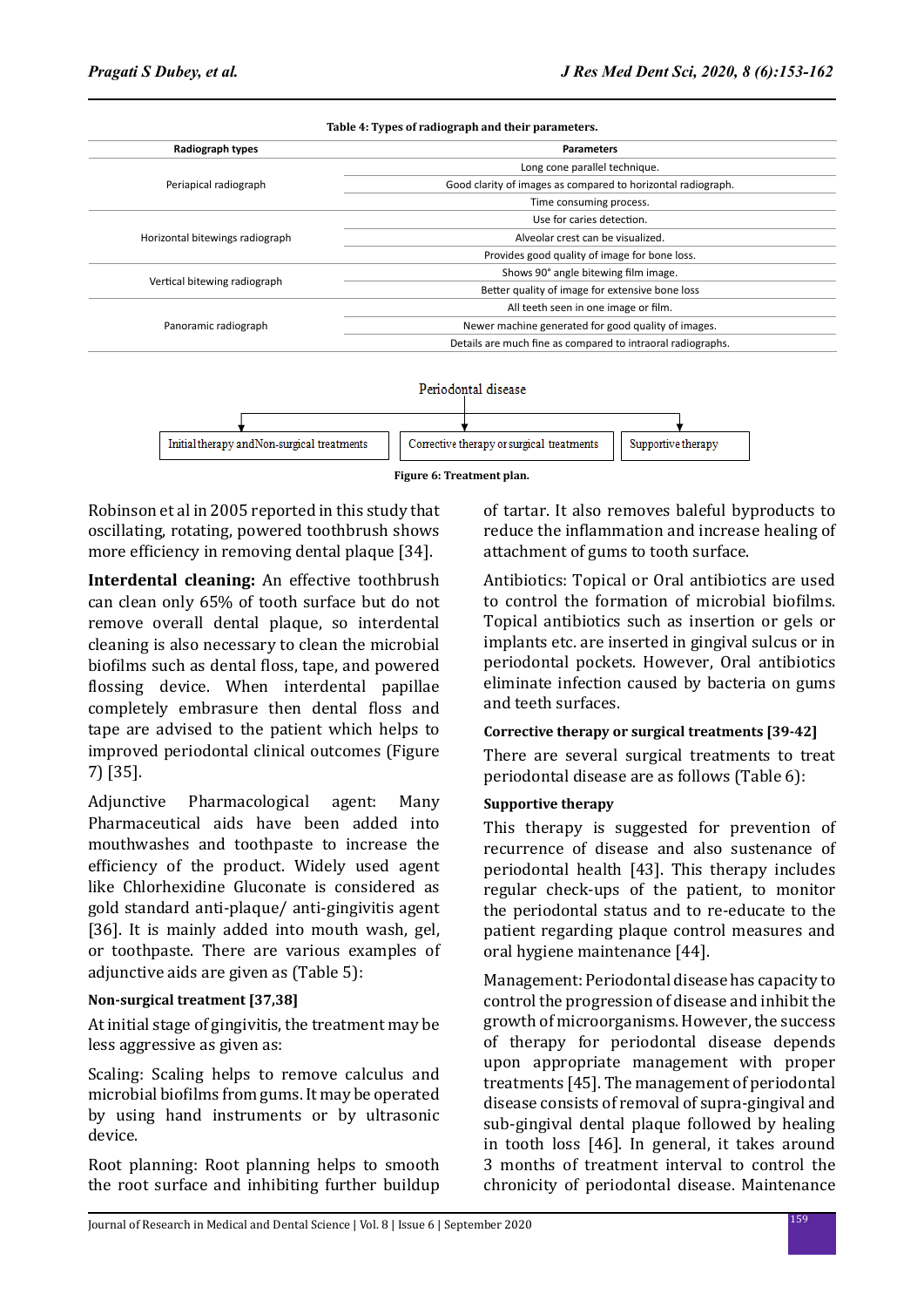**Table 4: Types of radiograph and their parameters.**

| Radiograph types | Parameters |
|---|---|
| Periapical radiograph | Long cone parallel technique. |
| | Good clarity of images as compared to horizontal radiograph. |
| | Time consuming process. |
| Horizontal bitewings radiograph | Use for caries detection. |
| | Alveolar crest can be visualized. |
| | Provides good quality of image for bone loss. |
| Vertical bitewing radiograph | Shows 90° angle bitewing film image. |
| | Better quality of image for extensive bone loss |
| Panoramic radiograph | All teeth seen in one image or film. |
| | Newer machine generated for good quality of images. |
| | Details are much fine as compared to intraoral radiographs. |

Periodontal disease

- Initial therapy andNon-surgical treatments
- Corrective therapy or surgical treatments
- Supportive therapy

**Figure 6: Treatment plan.**

Robinson et al in 2005 reported in this study that oscillating, rotating, powered toothbrush shows more efficiency in removing dental plaque [34].

**Interdental cleaning:** An effective toothbrush can clean only 65% of tooth surface but do not remove overall dental plaque, so interdental cleaning is also necessary to clean the microbial biofilms such as dental floss, tape, and powered flossing device. When interdental papillae completely embrasure then dental floss and tape are advised to the patient which helps to improved periodontal clinical outcomes (Figure 7) [35].

Adjunctive Pharmacological agent: Many Pharmaceutical aids have been added into mouthwashes and toothpaste to increase the efficiency of the product. Widely used agent like Chlorhexidine Gluconate is considered as gold standard anti-plaque/ anti-gingivitis agent [36]. It is mainly added into mouth wash, gel, or toothpaste. There are various examples of adjunctive aids are given as (Table 5):

**Non-surgical treatment [37,38]**

At initial stage of gingivitis, the treatment may be less aggressive as given as:

Scaling: Scaling helps to remove calculus and microbial biofilms from gums. It may be operated by using hand instruments or by ultrasonic device.

Root planning: Root planning helps to smooth the root surface and inhibiting further buildup of tartar. It also removes baleful byproducts to reduce the inflammation and increase healing of attachment of gums to tooth surface.

Antibiotics: Topical or Oral antibiotics are used to control the formation of microbial biofilms. Topical antibiotics such as insertion or gels or implants etc. are inserted in gingival sulcus or in periodontal pockets. However, Oral antibiotics eliminate infection caused by bacteria on gums and teeth surfaces.

**Corrective therapy or surgical treatments [39-42]**

There are several surgical treatments to treat periodontal disease are as follows (Table 6):

**Supportive therapy**

This therapy is suggested for prevention of recurrence of disease and also sustenance of periodontal health [43]. This therapy includes regular check-ups of the patient, to monitor the periodontal status and to re-educate to the patient regarding plaque control measures and oral hygiene maintenance [44].

Management: Periodontal disease has capacity to control the progression of disease and inhibit the growth of microorganisms. However, the success of therapy for periodontal disease depends upon appropriate management with proper treatments [45]. The management of periodontal disease consists of removal of supra-gingival and sub-gingival dental plaque followed by healing in tooth loss [46]. In general, it takes around 3 months of treatment interval to control the chronicity of periodontal disease. Maintenance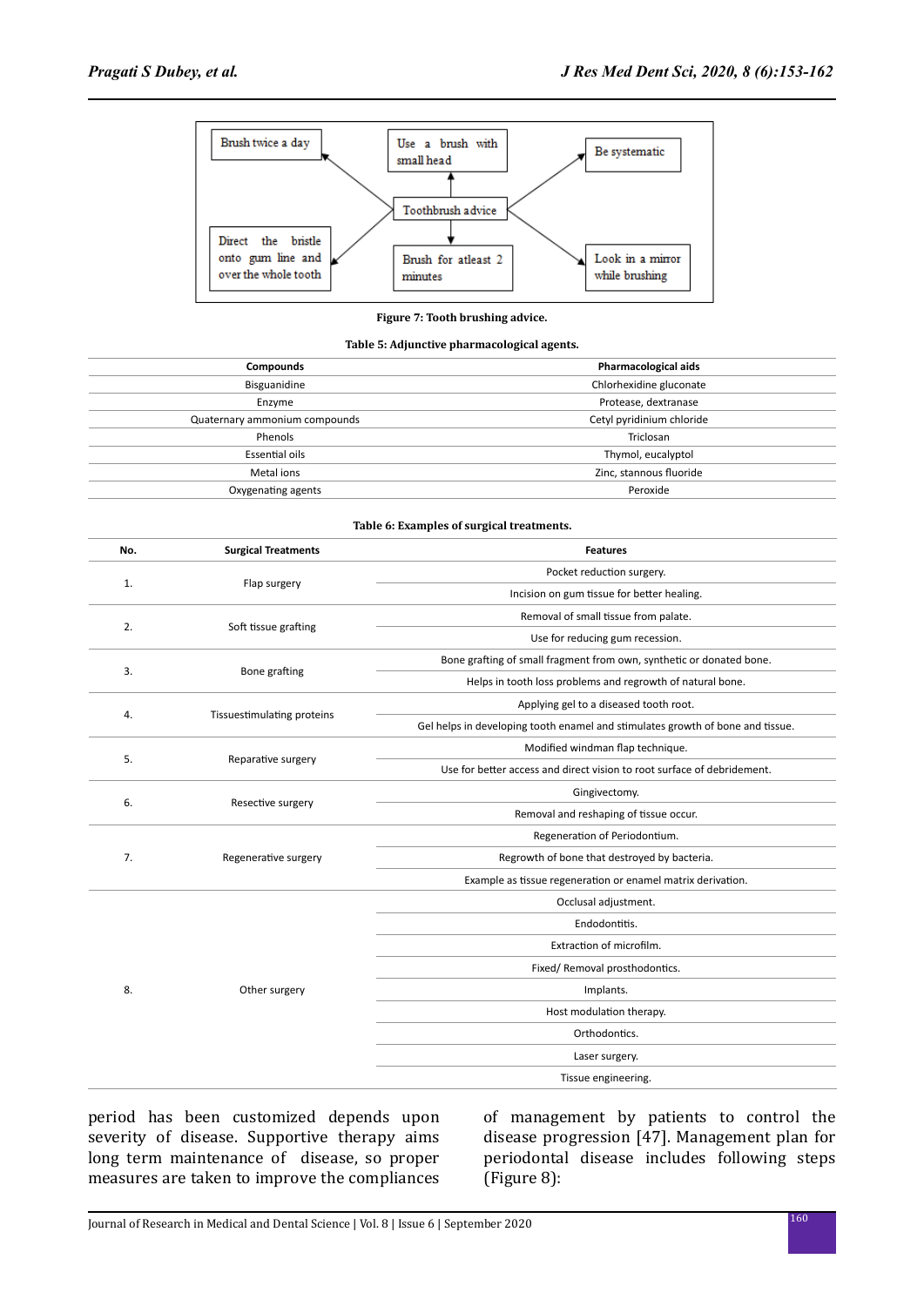Toothbrush advice:

- Brush twice a day
- Use a brush with small head
- Be systematic
- Direct the bristle onto gum line and over the whole tooth
- Brush for atleast 2 minutes
- Look in a mirror while brushing

**Figure 7: Tooth brushing advice.**

**Table 5: Adjunctive pharmacological agents.**

| Compounds | Pharmacological aids |
|---|---|
| Bisguanidine | Chlorhexidine gluconate |
| Enzyme | Protease, dextranase |
| Quaternary ammonium compounds | Cetyl pyridinium chloride |
| Phenols | Triclosan |
| Essential oils | Thymol, eucalyptol |
| Metal ions | Zinc, stannous fluoride |
| Oxygenating agents | Peroxide |

**Table 6: Examples of surgical treatments.**

| No. | Surgical Treatments | Features |
|---|---|---|
| 1. | Flap surgery | Pocket reduction surgery. |
| | | Incision on gum tissue for better healing. |
| 2. | Soft tissue grafting | Removal of small tissue from palate. |
| | | Use for reducing gum recession. |
| 3. | Bone grafting | Bone grafting of small fragment from own, synthetic or donated bone. |
| | | Helps in tooth loss problems and regrowth of natural bone. |
| 4. | Tissuestimulating proteins | Applying gel to a diseased tooth root. |
| | | Gel helps in developing tooth enamel and stimulates growth of bone and tissue. |
| 5. | Reparative surgery | Modified windman flap technique. |
| | | Use for better access and direct vision to root surface of debridement. |
| 6. | Resective surgery | Gingivectomy. |
| | | Removal and reshaping of tissue occur. |
| 7. | Regenerative surgery | Regeneration of Periodontium. |
| | | Regrowth of bone that destroyed by bacteria. |
| | | Example as tissue regeneration or enamel matrix derivation. |
| 8. | Other surgery | Occlusal adjustment. |
| | | Endodontitis. |
| | | Extraction of microfilm. |
| | | Fixed/ Removal prosthodontics. |
| | | Implants. |
| | | Host modulation therapy. |
| | | Orthodontics. |
| | | Laser surgery. |
| | | Tissue engineering. |

period has been customized depends upon severity of disease. Supportive therapy aims long term maintenance of disease, so proper measures are taken to improve the compliances of management by patients to control the disease progression [47]. Management plan for periodontal disease includes following steps (Figure 8):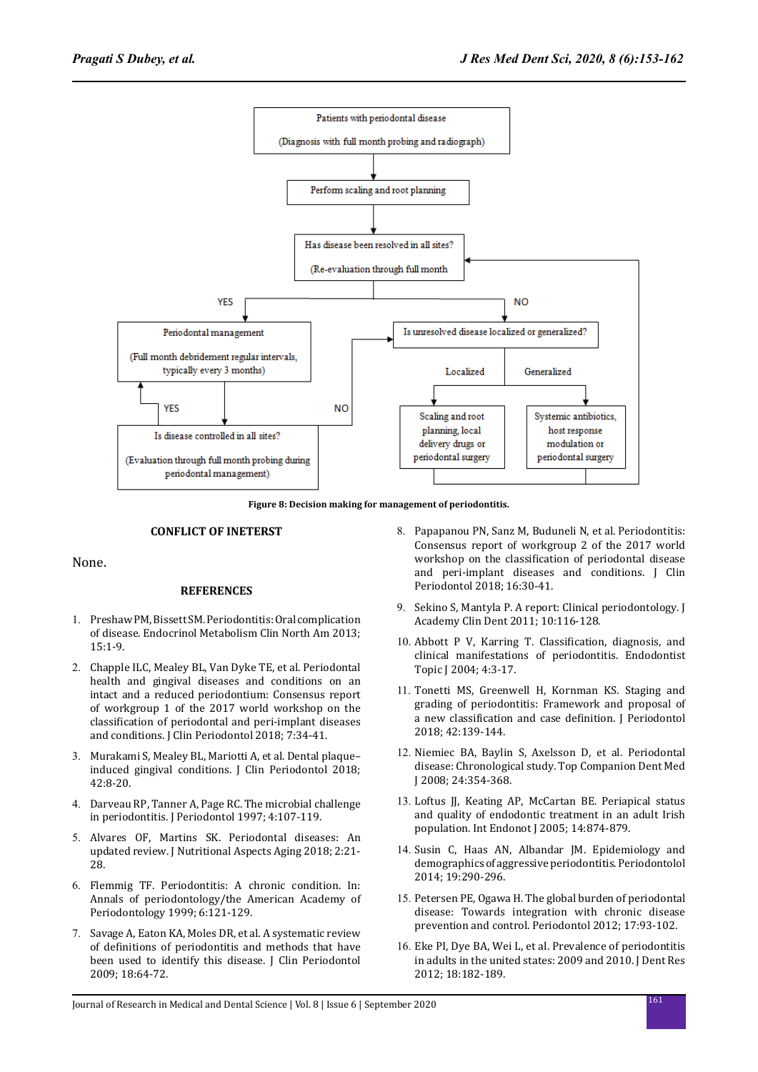Patients with periodontal disease

(Diagnosis with full month probing and radiograph)

Perform scaling and root planning

Has disease been resolved in all sites?

(Re-evaluation through full month

YES

NO

Periodontal management

(Full month debridement regular intervals, typically every 3 months)

Is unresolved disease localized or generalized?

Localized

Generalized

YES

NO

Is disease controlled in all sites?

(Evaluation through full month probing during periodontal management)

Scaling and root planning, local delivery drugs or periodontal surgery

Systemic antibiotics, host response modulation or periodontal surgery

**Figure 8: Decision making for management of periodontitis.**

## CONFLICT OF INETERST

None.

## REFERENCES

1. Preshaw PM, Bissett SM. Periodontitis: Oral complication of disease. Endocrinol Metabolism Clin North Am 2013; 15:1-9.
2. Chapple ILC, Mealey BL, Van Dyke TE, et al. Periodontal health and gingival diseases and conditions on an intact and a reduced periodontium: Consensus report of workgroup 1 of the 2017 world workshop on the classification of periodontal and peri-implant diseases and conditions. J Clin Periodontol 2018; 7:34-41.
3. Murakami S, Mealey BL, Mariotti A, et al. Dental plaque–induced gingival conditions. J Clin Periodontol 2018; 42:8-20.
4. Darveau RP, Tanner A, Page RC. The microbial challenge in periodontitis. J Periodontol 1997; 4:107-119.
5. Alvares OF, Martins SK. Periodontal diseases: An updated review. J Nutritional Aspects Aging 2018; 2:21-28.
6. Flemmig TF. Periodontitis: A chronic condition. In: Annals of periodontology/the American Academy of Periodontology 1999; 6:121-129.
7. Savage A, Eaton KA, Moles DR, et al. A systematic review of definitions of periodontitis and methods that have been used to identify this disease. J Clin Periodontol 2009; 18:64-72.
8. Papapanou PN, Sanz M, Buduneli N, et al. Periodontitis: Consensus report of workgroup 2 of the 2017 world workshop on the classification of periodontal disease and peri-implant diseases and conditions. J Clin Periodontol 2018; 16:30-41.
9. Sekino S, Mantyla P. A report: Clinical periodontology. J Academy Clin Dent 2011; 10:116-128.
10. Abbott P V, Karring T. Classification, diagnosis, and clinical manifestations of periodontitis. Endodontist Topic J 2004; 4:3-17.
11. Tonetti MS, Greenwell H, Kornman KS. Staging and grading of periodontitis: Framework and proposal of a new classification and case definition. J Periodontol 2018; 42:139-144.
12. Niemiec BA, Baylin S, Axelsson D, et al. Periodontal disease: Chronological study. Top Companion Dent Med J 2008; 24:354-368.
13. Loftus JJ, Keating AP, McCartan BE. Periapical status and quality of endodontic treatment in an adult Irish population. Int Endonot J 2005; 14:874-879.
14. Susin C, Haas AN, Albandar JM. Epidemiology and demographics of aggressive periodontitis. Periodontolol 2014; 19:290-296.
15. Petersen PE, Ogawa H. The global burden of periodontal disease: Towards integration with chronic disease prevention and control. Periodontol 2012; 17:93-102.
16. Eke PI, Dye BA, Wei L, et al. Prevalence of periodontitis in adults in the united states: 2009 and 2010. J Dent Res 2012; 18:182-189.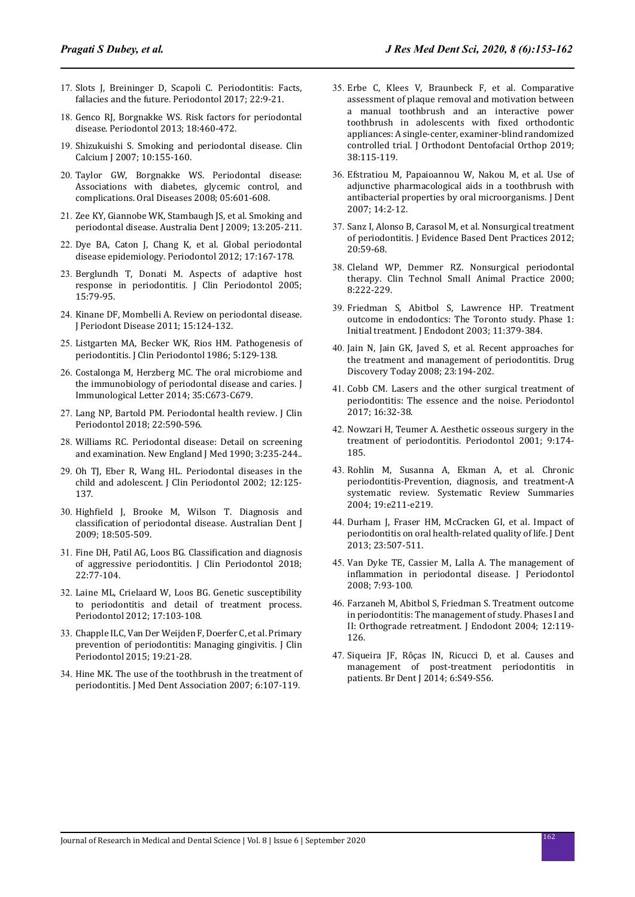17. Slots J, Breininger D, Scapoli C. Periodontitis: Facts, fallacies and the future. Periodontol 2017; 22:9-21.
18. Genco RJ, Borgnakke WS. Risk factors for periodontal disease. Periodontol 2013; 18:460-472.
19. Shizukuishi S. Smoking and periodontal disease. Clin Calcium J 2007; 10:155-160.
20. Taylor GW, Borgnakke WS. Periodontal disease: Associations with diabetes, glycemic control, and complications. Oral Diseases 2008; 05:601-608.
21. Zee KY, Giannobe WK, Stambaugh JS, et al. Smoking and periodontal disease. Australia Dent J 2009; 13:205-211.
22. Dye BA, Caton J, Chang K, et al. Global periodontal disease epidemiology. Periodontol 2012; 17:167-178.
23. Berglundh T, Donati M. Aspects of adaptive host response in periodontitis. J Clin Periodontol 2005; 15:79-95.
24. Kinane DF, Mombelli A. Review on periodontal disease. J Periodont Disease 2011; 15:124-132.
25. Listgarten MA, Becker WK, Rios HM. Pathogenesis of periodontitis. J Clin Periodontol 1986; 5:129-138.
26. Costalonga M, Herzberg MC. The oral microbiome and the immunobiology of periodontal disease and caries. J Immunological Letter 2014; 35:C673-C679.
27. Lang NP, Bartold PM. Periodontal health review. J Clin Periodontol 2018; 22:590-596.
28. Williams RC. Periodontal disease: Detail on screening and examination. New England J Med 1990; 3:235-244..
29. Oh TJ, Eber R, Wang HL. Periodontal diseases in the child and adolescent. J Clin Periodontol 2002; 12:125-137.
30. Highfield J, Brooke M, Wilson T. Diagnosis and classification of periodontal disease. Australian Dent J 2009; 18:505-509.
31. Fine DH, Patil AG, Loos BG. Classification and diagnosis of aggressive periodontitis. J Clin Periodontol 2018; 22:77-104.
32. Laine ML, Crielaard W, Loos BG. Genetic susceptibility to periodontitis and detail of treatment process. Periodontol 2012; 17:103-108.
33. Chapple ILC, Van Der Weijden F, Doerfer C, et al. Primary prevention of periodontitis: Managing gingivitis. J Clin Periodontol 2015; 19:21-28.
34. Hine MK. The use of the toothbrush in the treatment of periodontitis. J Med Dent Association 2007; 6:107-119.
35. Erbe C, Klees V, Braunbeck F, et al. Comparative assessment of plaque removal and motivation between a manual toothbrush and an interactive power toothbrush in adolescents with fixed orthodontic appliances: A single-center, examiner-blind randomized controlled trial. J Orthodont Dentofacial Orthop 2019; 38:115-119.
36. Efstratiou M, Papaioannou W, Nakou M, et al. Use of adjunctive pharmacological aids in a toothbrush with antibacterial properties by oral microorganisms. J Dent 2007; 14:2-12.
37. Sanz I, Alonso B, Carasol M, et al. Nonsurgical treatment of periodontitis. J Evidence Based Dent Practices 2012; 20:59-68.
38. Cleland WP, Demmer RZ. Nonsurgical periodontal therapy. Clin Technol Small Animal Practice 2000; 8:222-229.
39. Friedman S, Abitbol S, Lawrence HP. Treatment outcome in endodontics: The Toronto study. Phase 1: Initial treatment. J Endodont 2003; 11:379-384.
40. Jain N, Jain GK, Javed S, et al. Recent approaches for the treatment and management of periodontitis. Drug Discovery Today 2008; 23:194-202.
41. Cobb CM. Lasers and the other surgical treatment of periodontitis: The essence and the noise. Periodontol 2017; 16:32-38.
42. Nowzari H, Teumer A. Aesthetic osseous surgery in the treatment of periodontitis. Periodontol 2001; 9:174-185.
43. Rohlin M, Susanna A, Ekman A, et al. Chronic periodontitis-Prevention, diagnosis, and treatment-A systematic review. Systematic Review Summaries 2004; 19:e211-e219.
44. Durham J, Fraser HM, McCracken GI, et al. Impact of periodontitis on oral health-related quality of life. J Dent 2013; 23:507-511.
45. Van Dyke TE, Cassier M, Lalla A. The management of inflammation in periodontal disease. J Periodontol 2008; 7:93-100.
46. Farzaneh M, Abitbol S, Friedman S. Treatment outcome in periodontitis: The management of study. Phases I and II: Orthograde retreatment. J Endodont 2004; 12:119-126.
47. Siqueira JF, Rôças IN, Ricucci D, et al. Causes and management of post-treatment periodontitis in patients. Br Dent J 2014; 6:S49-S56.